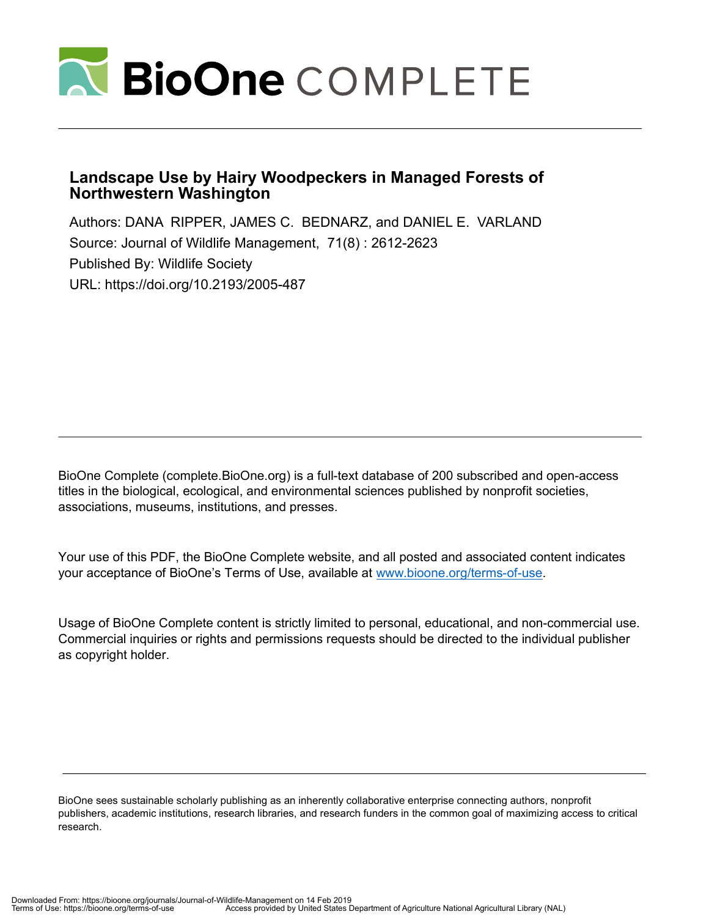# BioOne COMPLETE

## Landscape Use by Hairy Woodpeckers in Managed Forests of Northwestern Washington

Authors: DANA RIPPER, JAMES C. BEDNARZ, and DANIEL E. VARLAND

Source: Journal of Wildlife Management, 71(8) : 2612-2623

Published By: Wildlife Society

URL: https://doi.org/10.2193/2005-487

BioOne Complete (complete.BioOne.org) is a full-text database of 200 subscribed and open-access titles in the biological, ecological, and environmental sciences published by nonprofit societies, associations, museums, institutions, and presses.

Your use of this PDF, the BioOne Complete website, and all posted and associated content indicates your acceptance of BioOne's Terms of Use, available at www.bioone.org/terms-of-use.

Usage of BioOne Complete content is strictly limited to personal, educational, and non-commercial use. Commercial inquiries or rights and permissions requests should be directed to the individual publisher as copyright holder.

BioOne sees sustainable scholarly publishing as an inherently collaborative enterprise connecting authors, nonprofit publishers, academic institutions, research libraries, and research funders in the common goal of maximizing access to critical research.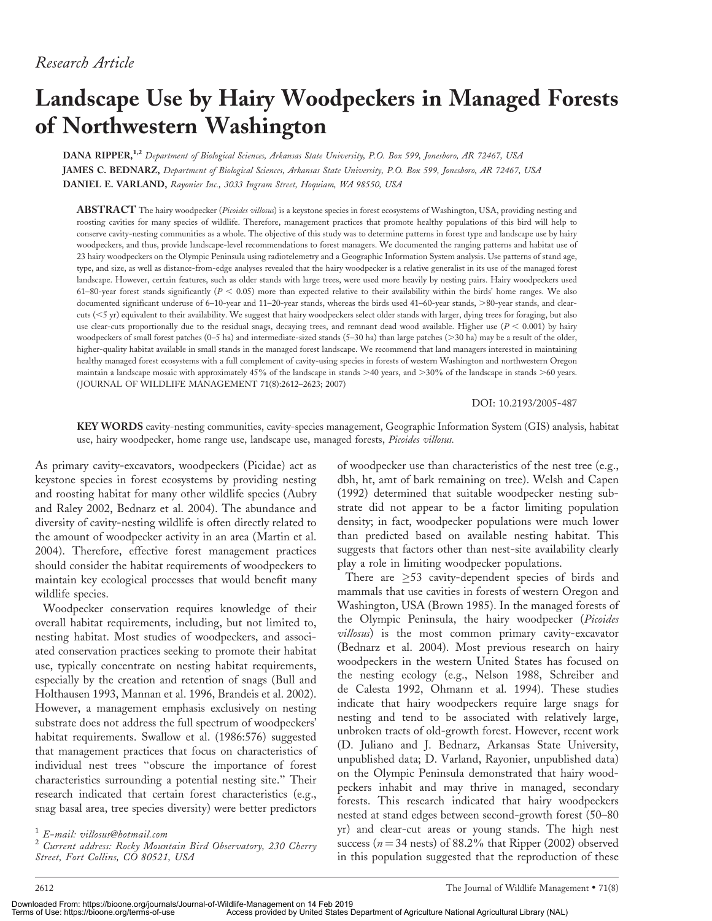*Research Article*

# Landscape Use by Hairy Woodpeckers in Managed Forests of Northwestern Washington

**DANA RIPPER,**[1,2] *Department of Biological Sciences, Arkansas State University, P.O. Box 599, Jonesboro, AR 72467, USA*
**JAMES C. BEDNARZ,** *Department of Biological Sciences, Arkansas State University, P.O. Box 599, Jonesboro, AR 72467, USA*
**DANIEL E. VARLAND,** *Rayonier Inc., 3033 Ingram Street, Hoquiam, WA 98550, USA*

**ABSTRACT** The hairy woodpecker (*Picoides villosus*) is a keystone species in forest ecosystems of Washington, USA, providing nesting and roosting cavities for many species of wildlife. Therefore, management practices that promote healthy populations of this bird will help to conserve cavity-nesting communities as a whole. The objective of this study was to determine patterns in forest type and landscape use by hairy woodpeckers, and thus, provide landscape-level recommendations to forest managers. We documented the ranging patterns and habitat use of 23 hairy woodpeckers on the Olympic Peninsula using radiotelemetry and a Geographic Information System analysis. Use patterns of stand age, type, and size, as well as distance-from-edge analyses revealed that the hairy woodpecker is a relative generalist in its use of the managed forest landscape. However, certain features, such as older stands with large trees, were used more heavily by nesting pairs. Hairy woodpeckers used 61–80-year forest stands significantly ($P < 0.05$) more than expected relative to their availability within the birds' home ranges. We also documented significant underuse of 6–10-year and 11–20-year stands, whereas the birds used 41–60-year stands, >80-year stands, and clear-cuts (<5 yr) equivalent to their availability. We suggest that hairy woodpeckers select older stands with larger, dying trees for foraging, but also use clear-cuts proportionally due to the residual snags, decaying trees, and remnant dead wood available. Higher use ($P < 0.001$) by hairy woodpeckers of small forest patches (0–5 ha) and intermediate-sized stands (5–30 ha) than large patches (>30 ha) may be a result of the older, higher-quality habitat available in small stands in the managed forest landscape. We recommend that land managers interested in maintaining healthy managed forest ecosystems with a full complement of cavity-using species in forests of western Washington and northwestern Oregon maintain a landscape mosaic with approximately 45% of the landscape in stands >40 years, and >30% of the landscape in stands >60 years. (JOURNAL OF WILDLIFE MANAGEMENT 71(8):2612–2623; 2007)

DOI: 10.2193/2005-487

**KEY WORDS** cavity-nesting communities, cavity-species management, Geographic Information System (GIS) analysis, habitat use, hairy woodpecker, home range use, landscape use, managed forests, *Picoides villosus.*

As primary cavity-excavators, woodpeckers (Picidae) act as keystone species in forest ecosystems by providing nesting and roosting habitat for many other wildlife species (Aubry and Raley 2002, Bednarz et al. 2004). The abundance and diversity of cavity-nesting wildlife is often directly related to the amount of woodpecker activity in an area (Martin et al. 2004). Therefore, effective forest management practices should consider the habitat requirements of woodpeckers to maintain key ecological processes that would benefit many wildlife species.

Woodpecker conservation requires knowledge of their overall habitat requirements, including, but not limited to, nesting habitat. Most studies of woodpeckers, and associated conservation practices seeking to promote their habitat use, typically concentrate on nesting habitat requirements, especially by the creation and retention of snags (Bull and Holthausen 1993, Mannan et al. 1996, Brandeis et al. 2002). However, a management emphasis exclusively on nesting substrate does not address the full spectrum of woodpeckers' habitat requirements. Swallow et al. (1986:576) suggested that management practices that focus on characteristics of individual nest trees "obscure the importance of forest characteristics surrounding a potential nesting site." Their research indicated that certain forest characteristics (e.g., snag basal area, tree species diversity) were better predictors of woodpecker use than characteristics of the nest tree (e.g., dbh, ht, amt of bark remaining on tree). Welsh and Capen (1992) determined that suitable woodpecker nesting substrate did not appear to be a factor limiting population density; in fact, woodpecker populations were much lower than predicted based on available nesting habitat. This suggests that factors other than nest-site availability clearly play a role in limiting woodpecker populations.

There are ≥53 cavity-dependent species of birds and mammals that use cavities in forests of western Oregon and Washington, USA (Brown 1985). In the managed forests of the Olympic Peninsula, the hairy woodpecker (*Picoides villosus*) is the most common primary cavity-excavator (Bednarz et al. 2004). Most previous research on hairy woodpeckers in the western United States has focused on the nesting ecology (e.g., Nelson 1988, Schreiber and de Calesta 1992, Ohmann et al. 1994). These studies indicate that hairy woodpeckers require large snags for nesting and tend to be associated with relatively large, unbroken tracts of old-growth forest. However, recent work (D. Juliano and J. Bednarz, Arkansas State University, unpublished data; D. Varland, Rayonier, unpublished data) on the Olympic Peninsula demonstrated that hairy woodpeckers inhabit and may thrive in managed, secondary forests. This research indicated that hairy woodpeckers nested at stand edges between second-growth forest (50–80 yr) and clear-cut areas or young stands. The high nest success ($n = 34$ nests) of 88.2% that Ripper (2002) observed in this population suggested that the reproduction of these

[1] *E-mail: villosus@hotmail.com*
[2] *Current address: Rocky Mountain Bird Observatory, 230 Cherry Street, Fort Collins, CO 80521, USA*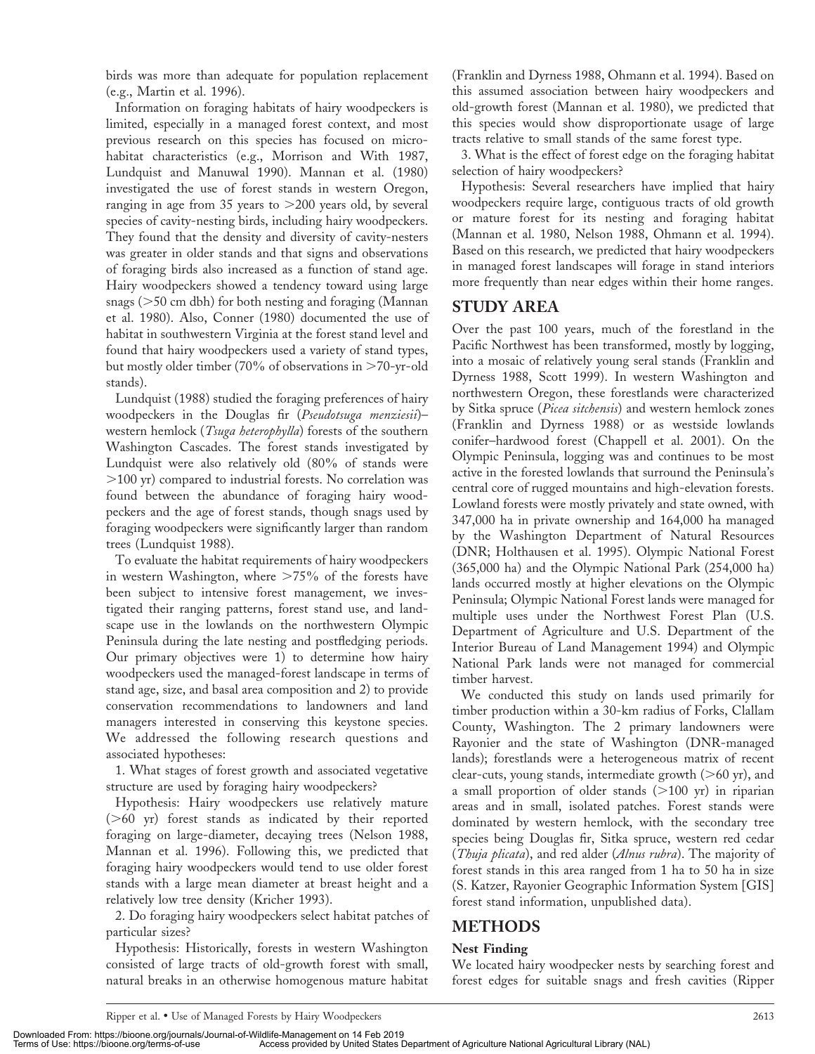birds was more than adequate for population replacement (e.g., Martin et al. 1996).

Information on foraging habitats of hairy woodpeckers is limited, especially in a managed forest context, and most previous research on this species has focused on microhabitat characteristics (e.g., Morrison and With 1987, Lundquist and Manuwal 1990). Mannan et al. (1980) investigated the use of forest stands in western Oregon, ranging in age from 35 years to >200 years old, by several species of cavity-nesting birds, including hairy woodpeckers. They found that the density and diversity of cavity-nesters was greater in older stands and that signs and observations of foraging birds also increased as a function of stand age. Hairy woodpeckers showed a tendency toward using large snags (>50 cm dbh) for both nesting and foraging (Mannan et al. 1980). Also, Conner (1980) documented the use of habitat in southwestern Virginia at the forest stand level and found that hairy woodpeckers used a variety of stand types, but mostly older timber (70% of observations in >70-yr-old stands).

Lundquist (1988) studied the foraging preferences of hairy woodpeckers in the Douglas fir (*Pseudotsuga menziesii*)–western hemlock (*Tsuga heterophylla*) forests of the southern Washington Cascades. The forest stands investigated by Lundquist were also relatively old (80% of stands were >100 yr) compared to industrial forests. No correlation was found between the abundance of foraging hairy woodpeckers and the age of forest stands, though snags used by foraging woodpeckers were significantly larger than random trees (Lundquist 1988).

To evaluate the habitat requirements of hairy woodpeckers in western Washington, where >75% of the forests have been subject to intensive forest management, we investigated their ranging patterns, forest stand use, and landscape use in the lowlands on the northwestern Olympic Peninsula during the late nesting and postfledging periods. Our primary objectives were 1) to determine how hairy woodpeckers used the managed-forest landscape in terms of stand age, size, and basal area composition and 2) to provide conservation recommendations to landowners and land managers interested in conserving this keystone species. We addressed the following research questions and associated hypotheses:

1. What stages of forest growth and associated vegetative structure are used by foraging hairy woodpeckers?

Hypothesis: Hairy woodpeckers use relatively mature (>60 yr) forest stands as indicated by their reported foraging on large-diameter, decaying trees (Nelson 1988, Mannan et al. 1996). Following this, we predicted that foraging hairy woodpeckers would tend to use older forest stands with a large mean diameter at breast height and a relatively low tree density (Kricher 1993).

2. Do foraging hairy woodpeckers select habitat patches of particular sizes?

Hypothesis: Historically, forests in western Washington consisted of large tracts of old-growth forest with small, natural breaks in an otherwise homogenous mature habitat (Franklin and Dyrness 1988, Ohmann et al. 1994). Based on this assumed association between hairy woodpeckers and old-growth forest (Mannan et al. 1980), we predicted that this species would show disproportionate usage of large tracts relative to small stands of the same forest type.

3. What is the effect of forest edge on the foraging habitat selection of hairy woodpeckers?

Hypothesis: Several researchers have implied that hairy woodpeckers require large, contiguous tracts of old growth or mature forest for its nesting and foraging habitat (Mannan et al. 1980, Nelson 1988, Ohmann et al. 1994). Based on this research, we predicted that hairy woodpeckers in managed forest landscapes will forage in stand interiors more frequently than near edges within their home ranges.

## STUDY AREA

Over the past 100 years, much of the forestland in the Pacific Northwest has been transformed, mostly by logging, into a mosaic of relatively young seral stands (Franklin and Dyrness 1988, Scott 1999). In western Washington and northwestern Oregon, these forestlands were characterized by Sitka spruce (*Picea sitchensis*) and western hemlock zones (Franklin and Dyrness 1988) or as westside lowlands conifer–hardwood forest (Chappell et al. 2001). On the Olympic Peninsula, logging was and continues to be most active in the forested lowlands that surround the Peninsula's central core of rugged mountains and high-elevation forests. Lowland forests were mostly privately and state owned, with 347,000 ha in private ownership and 164,000 ha managed by the Washington Department of Natural Resources (DNR; Holthausen et al. 1995). Olympic National Forest (365,000 ha) and the Olympic National Park (254,000 ha) lands occurred mostly at higher elevations on the Olympic Peninsula; Olympic National Forest lands were managed for multiple uses under the Northwest Forest Plan (U.S. Department of Agriculture and U.S. Department of the Interior Bureau of Land Management 1994) and Olympic National Park lands were not managed for commercial timber harvest.

We conducted this study on lands used primarily for timber production within a 30-km radius of Forks, Clallam County, Washington. The 2 primary landowners were Rayonier and the state of Washington (DNR-managed lands); forestlands were a heterogeneous matrix of recent clear-cuts, young stands, intermediate growth (>60 yr), and a small proportion of older stands (>100 yr) in riparian areas and in small, isolated patches. Forest stands were dominated by western hemlock, with the secondary tree species being Douglas fir, Sitka spruce, western red cedar (*Thuja plicata*), and red alder (*Alnus rubra*). The majority of forest stands in this area ranged from 1 ha to 50 ha in size (S. Katzer, Rayonier Geographic Information System [GIS] forest stand information, unpublished data).

## METHODS

### Nest Finding

We located hairy woodpecker nests by searching forest and forest edges for suitable snags and fresh cavities (Ripper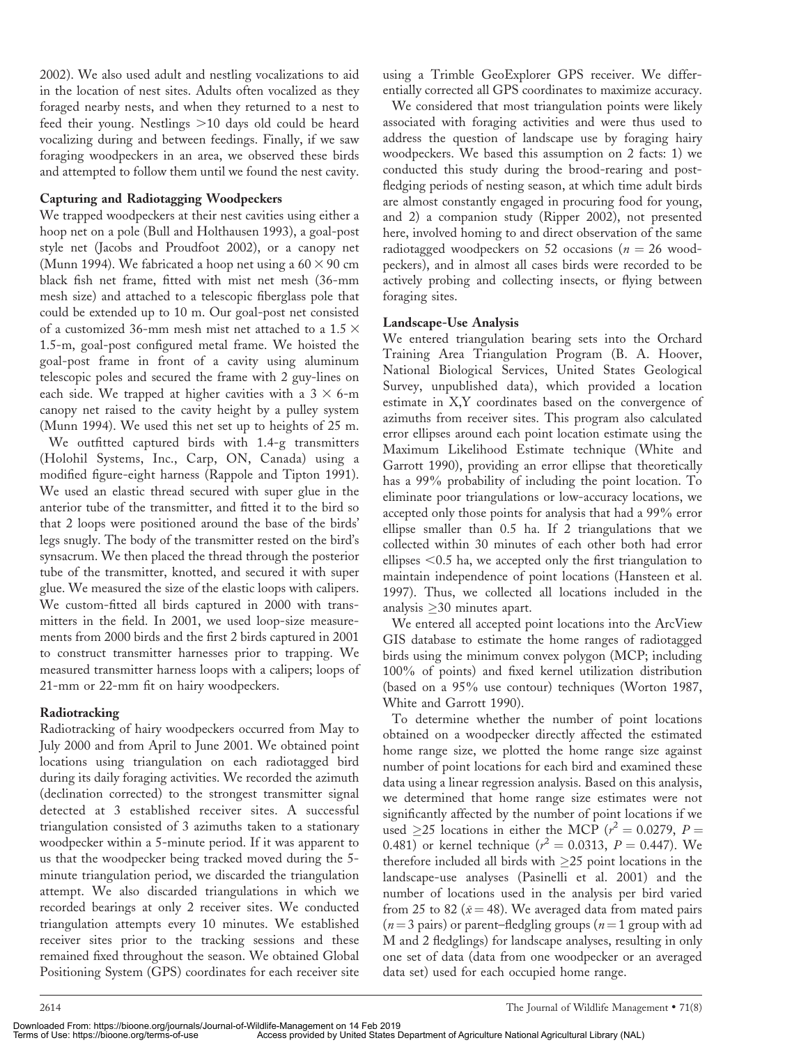2002). We also used adult and nestling vocalizations to aid in the location of nest sites. Adults often vocalized as they foraged nearby nests, and when they returned to a nest to feed their young. Nestlings >10 days old could be heard vocalizing during and between feedings. Finally, if we saw foraging woodpeckers in an area, we observed these birds and attempted to follow them until we found the nest cavity.

### Capturing and Radiotagging Woodpeckers

We trapped woodpeckers at their nest cavities using either a hoop net on a pole (Bull and Holthausen 1993), a goal-post style net (Jacobs and Proudfoot 2002), or a canopy net (Munn 1994). We fabricated a hoop net using a $60 \times 90$ cm black fish net frame, fitted with mist net mesh (36-mm mesh size) and attached to a telescopic fiberglass pole that could be extended up to 10 m. Our goal-post net consisted of a customized 36-mm mesh mist net attached to a $1.5 \times 1.5$-m, goal-post configured metal frame. We hoisted the goal-post frame in front of a cavity using aluminum telescopic poles and secured the frame with 2 guy-lines on each side. We trapped at higher cavities with a $3 \times 6$-m canopy net raised to the cavity height by a pulley system (Munn 1994). We used this net set up to heights of 25 m.

We outfitted captured birds with 1.4-g transmitters (Holohil Systems, Inc., Carp, ON, Canada) using a modified figure-eight harness (Rappole and Tipton 1991). We used an elastic thread secured with super glue in the anterior tube of the transmitter, and fitted it to the bird so that 2 loops were positioned around the base of the birds' legs snugly. The body of the transmitter rested on the bird's synsacrum. We then placed the thread through the posterior tube of the transmitter, knotted, and secured it with super glue. We measured the size of the elastic loops with calipers. We custom-fitted all birds captured in 2000 with transmitters in the field. In 2001, we used loop-size measurements from 2000 birds and the first 2 birds captured in 2001 to construct transmitter harnesses prior to trapping. We measured transmitter harness loops with a calipers; loops of 21-mm or 22-mm fit on hairy woodpeckers.

### Radiotracking

Radiotracking of hairy woodpeckers occurred from May to July 2000 and from April to June 2001. We obtained point locations using triangulation on each radiotagged bird during its daily foraging activities. We recorded the azimuth (declination corrected) to the strongest transmitter signal detected at 3 established receiver sites. A successful triangulation consisted of 3 azimuths taken to a stationary woodpecker within a 5-minute period. If it was apparent to us that the woodpecker being tracked moved during the 5-minute triangulation period, we discarded the triangulation attempt. We also discarded triangulations in which we recorded bearings at only 2 receiver sites. We conducted triangulation attempts every 10 minutes. We established receiver sites prior to the tracking sessions and these remained fixed throughout the season. We obtained Global Positioning System (GPS) coordinates for each receiver site using a Trimble GeoExplorer GPS receiver. We differentially corrected all GPS coordinates to maximize accuracy.

We considered that most triangulation points were likely associated with foraging activities and were thus used to address the question of landscape use by foraging hairy woodpeckers. We based this assumption on 2 facts: 1) we conducted this study during the brood-rearing and post-fledging periods of nesting season, at which time adult birds are almost constantly engaged in procuring food for young, and 2) a companion study (Ripper 2002), not presented here, involved homing to and direct observation of the same radiotagged woodpeckers on 52 occasions ($n = 26$ woodpeckers), and in almost all cases birds were recorded to be actively probing and collecting insects, or flying between foraging sites.

### Landscape-Use Analysis

We entered triangulation bearing sets into the Orchard Training Area Triangulation Program (B. A. Hoover, National Biological Services, United States Geological Survey, unpublished data), which provided a location estimate in X,Y coordinates based on the convergence of azimuths from receiver sites. This program also calculated error ellipses around each point location estimate using the Maximum Likelihood Estimate technique (White and Garrott 1990), providing an error ellipse that theoretically has a 99% probability of including the point location. To eliminate poor triangulations or low-accuracy locations, we accepted only those points for analysis that had a 99% error ellipse smaller than 0.5 ha. If 2 triangulations that we collected within 30 minutes of each other both had error ellipses <0.5 ha, we accepted only the first triangulation to maintain independence of point locations (Hansteen et al. 1997). Thus, we collected all locations included in the analysis ≥30 minutes apart.

We entered all accepted point locations into the ArcView GIS database to estimate the home ranges of radiotagged birds using the minimum convex polygon (MCP; including 100% of points) and fixed kernel utilization distribution (based on a 95% use contour) techniques (Worton 1987, White and Garrott 1990).

To determine whether the number of point locations obtained on a woodpecker directly affected the estimated home range size, we plotted the home range size against number of point locations for each bird and examined these data using a linear regression analysis. Based on this analysis, we determined that home range size estimates were not significantly affected by the number of point locations if we used ≥25 locations in either the MCP ($r^2 = 0.0279$, $P = 0.481$) or kernel technique ($r^2 = 0.0313$, $P = 0.447$). We therefore included all birds with ≥25 point locations in the landscape-use analyses (Pasinelli et al. 2001) and the number of locations used in the analysis per bird varied from 25 to 82 ($\bar{x} = 48$). We averaged data from mated pairs ($n = 3$ pairs) or parent–fledgling groups ($n = 1$ group with ad M and 2 fledglings) for landscape analyses, resulting in only one set of data (data from one woodpecker or an averaged data set) used for each occupied home range.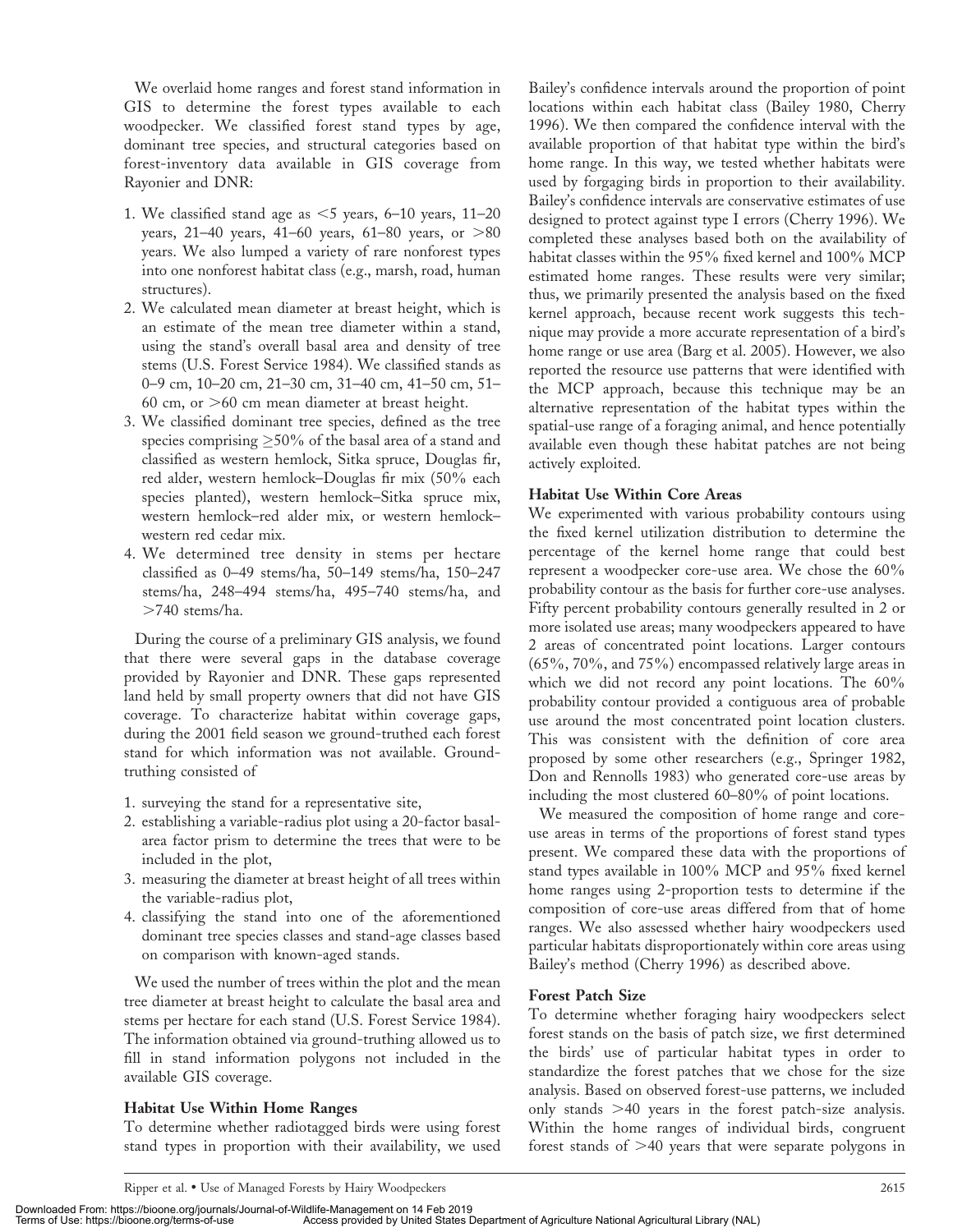We overlaid home ranges and forest stand information in GIS to determine the forest types available to each woodpecker. We classified forest stand types by age, dominant tree species, and structural categories based on forest-inventory data available in GIS coverage from Rayonier and DNR:

1. We classified stand age as <5 years, 6–10 years, 11–20 years, 21–40 years, 41–60 years, 61–80 years, or >80 years. We also lumped a variety of rare nonforest types into one nonforest habitat class (e.g., marsh, road, human structures).
2. We calculated mean diameter at breast height, which is an estimate of the mean tree diameter within a stand, using the stand's overall basal area and density of tree stems (U.S. Forest Service 1984). We classified stands as 0–9 cm, 10–20 cm, 21–30 cm, 31–40 cm, 41–50 cm, 51–60 cm, or >60 cm mean diameter at breast height.
3. We classified dominant tree species, defined as the tree species comprising ≥50% of the basal area of a stand and classified as western hemlock, Sitka spruce, Douglas fir, red alder, western hemlock–Douglas fir mix (50% each species planted), western hemlock–Sitka spruce mix, western hemlock–red alder mix, or western hemlock–western red cedar mix.
4. We determined tree density in stems per hectare classified as 0–49 stems/ha, 50–149 stems/ha, 150–247 stems/ha, 248–494 stems/ha, 495–740 stems/ha, and >740 stems/ha.

During the course of a preliminary GIS analysis, we found that there were several gaps in the database coverage provided by Rayonier and DNR. These gaps represented land held by small property owners that did not have GIS coverage. To characterize habitat within coverage gaps, during the 2001 field season we ground-truthed each forest stand for which information was not available. Ground-truthing consisted of

1. surveying the stand for a representative site,
2. establishing a variable-radius plot using a 20-factor basal-area factor prism to determine the trees that were to be included in the plot,
3. measuring the diameter at breast height of all trees within the variable-radius plot,
4. classifying the stand into one of the aforementioned dominant tree species classes and stand-age classes based on comparison with known-aged stands.

We used the number of trees within the plot and the mean tree diameter at breast height to calculate the basal area and stems per hectare for each stand (U.S. Forest Service 1984). The information obtained via ground-truthing allowed us to fill in stand information polygons not included in the available GIS coverage.

### Habitat Use Within Home Ranges

To determine whether radiotagged birds were using forest stand types in proportion with their availability, we used Bailey's confidence intervals around the proportion of point locations within each habitat class (Bailey 1980, Cherry 1996). We then compared the confidence interval with the available proportion of that habitat type within the bird's home range. In this way, we tested whether habitats were used by forgaging birds in proportion to their availability. Bailey's confidence intervals are conservative estimates of use designed to protect against type I errors (Cherry 1996). We completed these analyses based both on the availability of habitat classes within the 95% fixed kernel and 100% MCP estimated home ranges. These results were very similar; thus, we primarily presented the analysis based on the fixed kernel approach, because recent work suggests this technique may provide a more accurate representation of a bird's home range or use area (Barg et al. 2005). However, we also reported the resource use patterns that were identified with the MCP approach, because this technique may be an alternative representation of the habitat types within the spatial-use range of a foraging animal, and hence potentially available even though these habitat patches are not being actively exploited.

### Habitat Use Within Core Areas

We experimented with various probability contours using the fixed kernel utilization distribution to determine the percentage of the kernel home range that could best represent a woodpecker core-use area. We chose the 60% probability contour as the basis for further core-use analyses. Fifty percent probability contours generally resulted in 2 or more isolated use areas; many woodpeckers appeared to have 2 areas of concentrated point locations. Larger contours (65%, 70%, and 75%) encompassed relatively large areas in which we did not record any point locations. The 60% probability contour provided a contiguous area of probable use around the most concentrated point location clusters. This was consistent with the definition of core area proposed by some other researchers (e.g., Springer 1982, Don and Rennolls 1983) who generated core-use areas by including the most clustered 60–80% of point locations.

We measured the composition of home range and core-use areas in terms of the proportions of forest stand types present. We compared these data with the proportions of stand types available in 100% MCP and 95% fixed kernel home ranges using 2-proportion tests to determine if the composition of core-use areas differed from that of home ranges. We also assessed whether hairy woodpeckers used particular habitats disproportionately within core areas using Bailey's method (Cherry 1996) as described above.

### Forest Patch Size

To determine whether foraging hairy woodpeckers select forest stands on the basis of patch size, we first determined the birds' use of particular habitat types in order to standardize the forest patches that we chose for the size analysis. Based on observed forest-use patterns, we included only stands >40 years in the forest patch-size analysis. Within the home ranges of individual birds, congruent forest stands of >40 years that were separate polygons in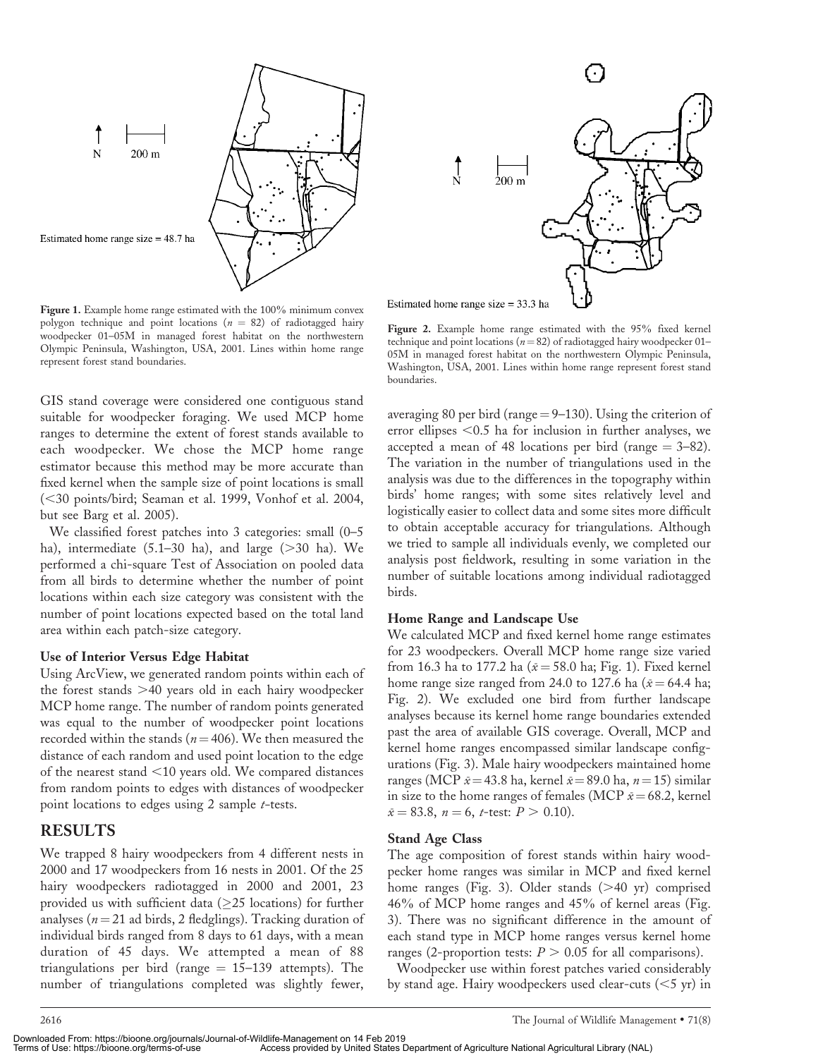Estimated home range size = 48.7 ha

**Figure 1.** Example home range estimated with the 100% minimum convex polygon technique and point locations ($n = 82$) of radiotagged hairy woodpecker 01–05M in managed forest habitat on the northwestern Olympic Peninsula, Washington, USA, 2001. Lines within home range represent forest stand boundaries.

Estimated home range size = 33.3 ha

**Figure 2.** Example home range estimated with the 95% fixed kernel technique and point locations ($n = 82$) of radiotagged hairy woodpecker 01–05M in managed forest habitat on the northwestern Olympic Peninsula, Washington, USA, 2001. Lines within home range represent forest stand boundaries.

GIS stand coverage were considered one contiguous stand suitable for woodpecker foraging. We used MCP home ranges to determine the extent of forest stands available to each woodpecker. We chose the MCP home range estimator because this method may be more accurate than fixed kernel when the sample size of point locations is small (<30 points/bird; Seaman et al. 1999, Vonhof et al. 2004, but see Barg et al. 2005).

We classified forest patches into 3 categories: small (0–5 ha), intermediate (5.1–30 ha), and large (>30 ha). We performed a chi-square Test of Association on pooled data from all birds to determine whether the number of point locations within each size category was consistent with the number of point locations expected based on the total land area within each patch-size category.

### Use of Interior Versus Edge Habitat

Using ArcView, we generated random points within each of the forest stands >40 years old in each hairy woodpecker MCP home range. The number of random points generated was equal to the number of woodpecker point locations recorded within the stands ($n = 406$). We then measured the distance of each random and used point location to the edge of the nearest stand <10 years old. We compared distances from random points to edges with distances of woodpecker point locations to edges using 2 sample $t$-tests.

## RESULTS

We trapped 8 hairy woodpeckers from 4 different nests in 2000 and 17 woodpeckers from 16 nests in 2001. Of the 25 hairy woodpeckers radiotagged in 2000 and 2001, 23 provided us with sufficient data (≥25 locations) for further analyses ($n = 21$ ad birds, 2 fledglings). Tracking duration of individual birds ranged from 8 days to 61 days, with a mean duration of 45 days. We attempted a mean of 88 triangulations per bird (range = 15–139 attempts). The number of triangulations completed was slightly fewer, averaging 80 per bird (range = 9–130). Using the criterion of error ellipses <0.5 ha for inclusion in further analyses, we accepted a mean of 48 locations per bird (range = 3–82). The variation in the number of triangulations used in the analysis was due to the differences in the topography within birds' home ranges; with some sites relatively level and logistically easier to collect data and some sites more difficult to obtain acceptable accuracy for triangulations. Although we tried to sample all individuals evenly, we completed our analysis post fieldwork, resulting in some variation in the number of suitable locations among individual radiotagged birds.

### Home Range and Landscape Use

We calculated MCP and fixed kernel home range estimates for 23 woodpeckers. Overall MCP home range size varied from 16.3 ha to 177.2 ha ($\bar{x} = 58.0$ ha; Fig. 1). Fixed kernel home range size ranged from 24.0 to 127.6 ha ($\bar{x} = 64.4$ ha; Fig. 2). We excluded one bird from further landscape analyses because its kernel home range boundaries extended past the area of available GIS coverage. Overall, MCP and kernel home ranges encompassed similar landscape configurations (Fig. 3). Male hairy woodpeckers maintained home ranges (MCP $\bar{x} = 43.8$ ha, kernel $\bar{x} = 89.0$ ha, $n = 15$) similar in size to the home ranges of females (MCP $\bar{x} = 68.2$, kernel $\bar{x} = 83.8$, $n = 6$, $t$-test: $P > 0.10$).

### Stand Age Class

The age composition of forest stands within hairy woodpecker home ranges was similar in MCP and fixed kernel home ranges (Fig. 3). Older stands (>40 yr) comprised 46% of MCP home ranges and 45% of kernel areas (Fig. 3). There was no significant difference in the amount of each stand type in MCP home ranges versus kernel home ranges (2-proportion tests: $P > 0.05$ for all comparisons).

Woodpecker use within forest patches varied considerably by stand age. Hairy woodpeckers used clear-cuts (<5 yr) in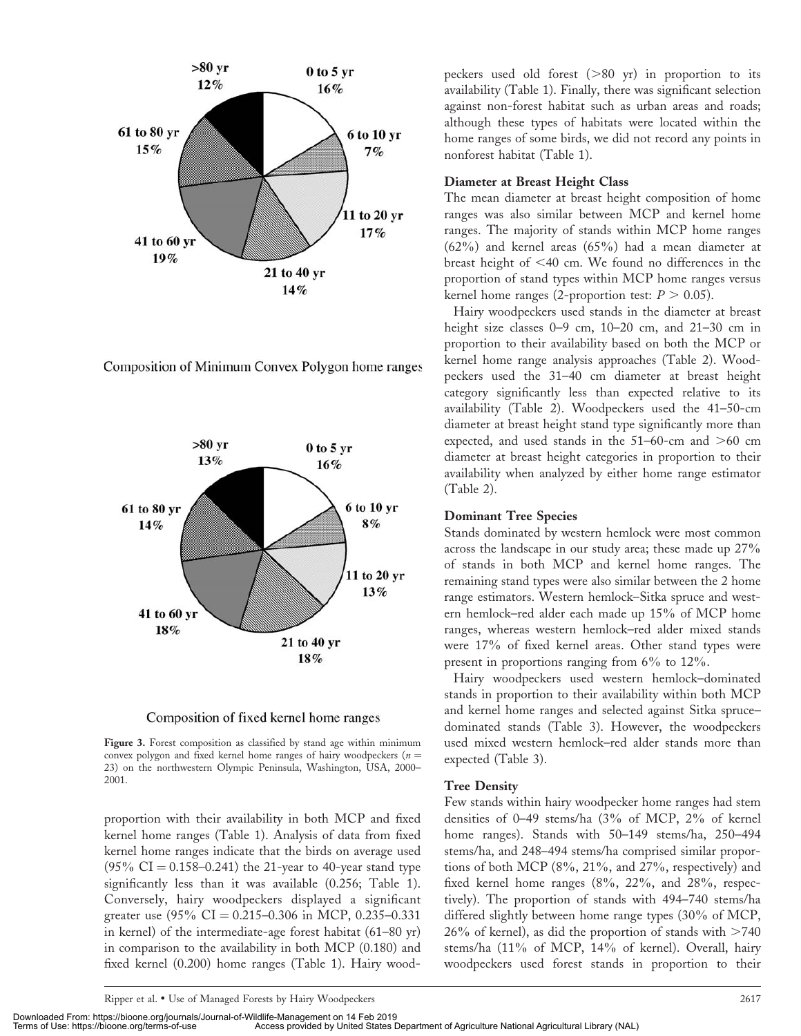Composition of Minimum Convex Polygon home ranges

Composition of fixed kernel home ranges

**Figure 3.** Forest composition as classified by stand age within minimum convex polygon and fixed kernel home ranges of hairy woodpeckers ($n = 23$) on the northwestern Olympic Peninsula, Washington, USA, 2000–2001.

proportion with their availability in both MCP and fixed kernel home ranges (Table 1). Analysis of data from fixed kernel home ranges indicate that the birds on average used (95% CI = 0.158–0.241) the 21-year to 40-year stand type significantly less than it was available (0.256; Table 1). Conversely, hairy woodpeckers displayed a significant greater use (95% CI = 0.215–0.306 in MCP, 0.235–0.331 in kernel) of the intermediate-age forest habitat (61–80 yr) in comparison to the availability in both MCP (0.180) and fixed kernel (0.200) home ranges (Table 1). Hairy woodpeckers used old forest (>80 yr) in proportion to its availability (Table 1). Finally, there was significant selection against non-forest habitat such as urban areas and roads; although these types of habitats were located within the home ranges of some birds, we did not record any points in nonforest habitat (Table 1).

### Diameter at Breast Height Class

The mean diameter at breast height composition of home ranges was also similar between MCP and kernel home ranges. The majority of stands within MCP home ranges (62%) and kernel areas (65%) had a mean diameter at breast height of <40 cm. We found no differences in the proportion of stand types within MCP home ranges versus kernel home ranges (2-proportion test: $P > 0.05$).

Hairy woodpeckers used stands in the diameter at breast height size classes 0–9 cm, 10–20 cm, and 21–30 cm in proportion to their availability based on both the MCP or kernel home range analysis approaches (Table 2). Woodpeckers used the 31–40 cm diameter at breast height category significantly less than expected relative to its availability (Table 2). Woodpeckers used the 41–50-cm diameter at breast height stand type significantly more than expected, and used stands in the 51–60-cm and >60 cm diameter at breast height categories in proportion to their availability when analyzed by either home range estimator (Table 2).

### Dominant Tree Species

Stands dominated by western hemlock were most common across the landscape in our study area; these made up 27% of stands in both MCP and kernel home ranges. The remaining stand types were also similar between the 2 home range estimators. Western hemlock–Sitka spruce and western hemlock–red alder each made up 15% of MCP home ranges, whereas western hemlock–red alder mixed stands were 17% of fixed kernel areas. Other stand types were present in proportions ranging from 6% to 12%.

Hairy woodpeckers used western hemlock–dominated stands in proportion to their availability within both MCP and kernel home ranges and selected against Sitka spruce–dominated stands (Table 3). However, the woodpeckers used mixed western hemlock–red alder stands more than expected (Table 3).

### Tree Density

Few stands within hairy woodpecker home ranges had stem densities of 0–49 stems/ha (3% of MCP, 2% of kernel home ranges). Stands with 50–149 stems/ha, 250–494 stems/ha, and 248–494 stems/ha comprised similar proportions of both MCP (8%, 21%, and 27%, respectively) and fixed kernel home ranges (8%, 22%, and 28%, respectively). The proportion of stands with 494–740 stems/ha differed slightly between home range types (30% of MCP, 26% of kernel), as did the proportion of stands with >740 stems/ha (11% of MCP, 14% of kernel). Overall, hairy woodpeckers used forest stands in proportion to their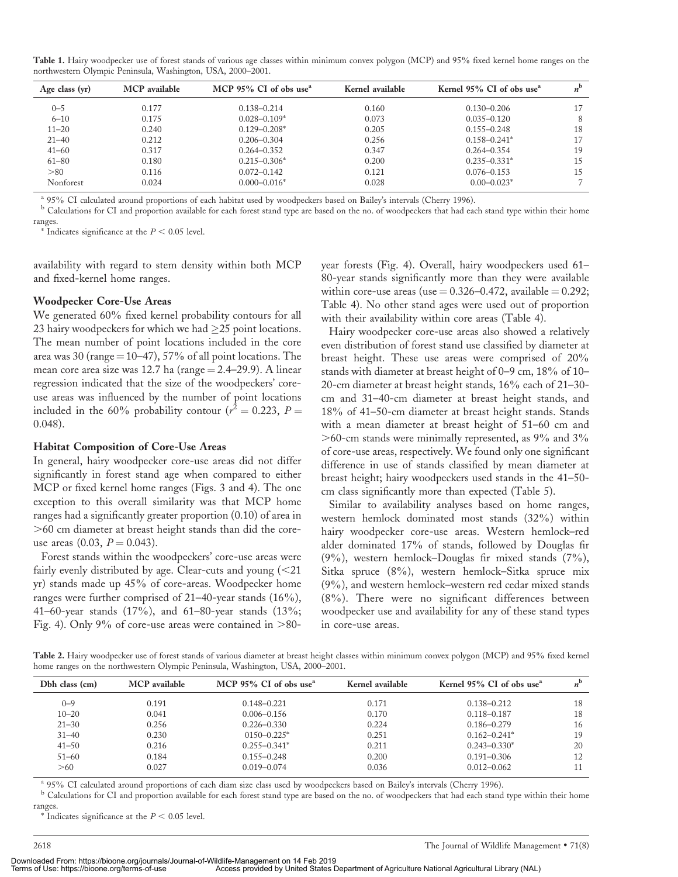**Table 1.** Hairy woodpecker use of forest stands of various age classes within minimum convex polygon (MCP) and 95% fixed kernel home ranges on the northwestern Olympic Peninsula, Washington, USA, 2000–2001.

| Age class (yr) | MCP available | MCP 95% CI of obs use[a] | Kernel available | Kernel 95% CI of obs use[a] | $n$[b] |
|---|---|---|---|---|---|
| 0–5 | 0.177 | 0.138–0.214 | 0.160 | 0.130–0.206 | 17 |
| 6–10 | 0.175 | 0.028–0.109* | 0.073 | 0.035–0.120 | 8 |
| 11–20 | 0.240 | 0.129–0.208* | 0.205 | 0.155–0.248 | 18 |
| 21–40 | 0.212 | 0.206–0.304 | 0.256 | 0.158–0.241* | 17 |
| 41–60 | 0.317 | 0.264–0.352 | 0.347 | 0.264–0.354 | 19 |
| 61–80 | 0.180 | 0.215–0.306* | 0.200 | 0.235–0.331* | 15 |
| >80 | 0.116 | 0.072–0.142 | 0.121 | 0.076–0.153 | 15 |
| Nonforest | 0.024 | 0.000–0.016* | 0.028 | 0.00–0.023* | 7 |

[a] 95% CI calculated around proportions of each habitat used by woodpeckers based on Bailey's intervals (Cherry 1996).
[b] Calculations for CI and proportion available for each forest stand type are based on the no. of woodpeckers that had each stand type within their home ranges.
* Indicates significance at the $P < 0.05$ level.

availability with regard to stem density within both MCP and fixed-kernel home ranges.

### Woodpecker Core-Use Areas

We generated 60% fixed kernel probability contours for all 23 hairy woodpeckers for which we had ≥25 point locations. The mean number of point locations included in the core area was 30 (range = 10–47), 57% of all point locations. The mean core area size was 12.7 ha (range = 2.4–29.9). A linear regression indicated that the size of the woodpeckers' core-use areas was influenced by the number of point locations included in the 60% probability contour ($r^2 = 0.223$, $P = 0.048$).

### Habitat Composition of Core-Use Areas

In general, hairy woodpecker core-use areas did not differ significantly in forest stand age when compared to either MCP or fixed kernel home ranges (Figs. 3 and 4). The one exception to this overall similarity was that MCP home ranges had a significantly greater proportion (0.10) of area in >60 cm diameter at breast height stands than did the core-use areas (0.03, $P = 0.043$).

Forest stands within the woodpeckers' core-use areas were fairly evenly distributed by age. Clear-cuts and young (<21 yr) stands made up 45% of core-areas. Woodpecker home ranges were further comprised of 21–40-year stands (16%), 41–60-year stands (17%), and 61–80-year stands (13%; Fig. 4). Only 9% of core-use areas were contained in >80-year forests (Fig. 4). Overall, hairy woodpeckers used 61–80-year stands significantly more than they were available within core-use areas (use = 0.326–0.472, available = 0.292; Table 4). No other stand ages were used out of proportion with their availability within core areas (Table 4).

Hairy woodpecker core-use areas also showed a relatively even distribution of forest stand use classified by diameter at breast height. These use areas were comprised of 20% stands with diameter at breast height of 0–9 cm, 18% of 10–20-cm diameter at breast height stands, 16% each of 21–30-cm and 31–40-cm diameter at breast height stands, and 18% of 41–50-cm diameter at breast height stands. Stands with a mean diameter at breast height of 51–60 cm and >60-cm stands were minimally represented, as 9% and 3% of core-use areas, respectively. We found only one significant difference in use of stands classified by mean diameter at breast height; hairy woodpeckers used stands in the 41–50-cm class significantly more than expected (Table 5).

Similar to availability analyses based on home ranges, western hemlock dominated most stands (32%) within hairy woodpecker core-use areas. Western hemlock–red alder dominated 17% of stands, followed by Douglas fir (9%), western hemlock–Douglas fir mixed stands (7%), Sitka spruce (8%), western hemlock–Sitka spruce mix (9%), and western hemlock–western red cedar mixed stands (8%). There were no significant differences between woodpecker use and availability for any of these stand types in core-use areas.

**Table 2.** Hairy woodpecker use of forest stands of various diameter at breast height classes within minimum convex polygon (MCP) and 95% fixed kernel home ranges on the northwestern Olympic Peninsula, Washington, USA, 2000–2001.

| Dbh class (cm) | MCP available | MCP 95% CI of obs use[a] | Kernel available | Kernel 95% CI of obs use[a] | $n$[b] |
|---|---|---|---|---|---|
| 0–9 | 0.191 | 0.148–0.221 | 0.171 | 0.138–0.212 | 18 |
| 10–20 | 0.041 | 0.006–0.156 | 0.170 | 0.118–0.187 | 18 |
| 21–30 | 0.256 | 0.226–0.330 | 0.224 | 0.186–0.279 | 16 |
| 31–40 | 0.230 | 0150–0.225* | 0.251 | 0.162–0.241* | 19 |
| 41–50 | 0.216 | 0.255–0.341* | 0.211 | 0.243–0.330* | 20 |
| 51–60 | 0.184 | 0.155–0.248 | 0.200 | 0.191–0.306 | 12 |
| >60 | 0.027 | 0.019–0.074 | 0.036 | 0.012–0.062 | 11 |

[a] 95% CI calculated around proportions of each diam size class used by woodpeckers based on Bailey's intervals (Cherry 1996).
[b] Calculations for CI and proportion available for each forest stand type are based on the no. of woodpeckers that had each stand type within their home ranges.
* Indicates significance at the $P < 0.05$ level.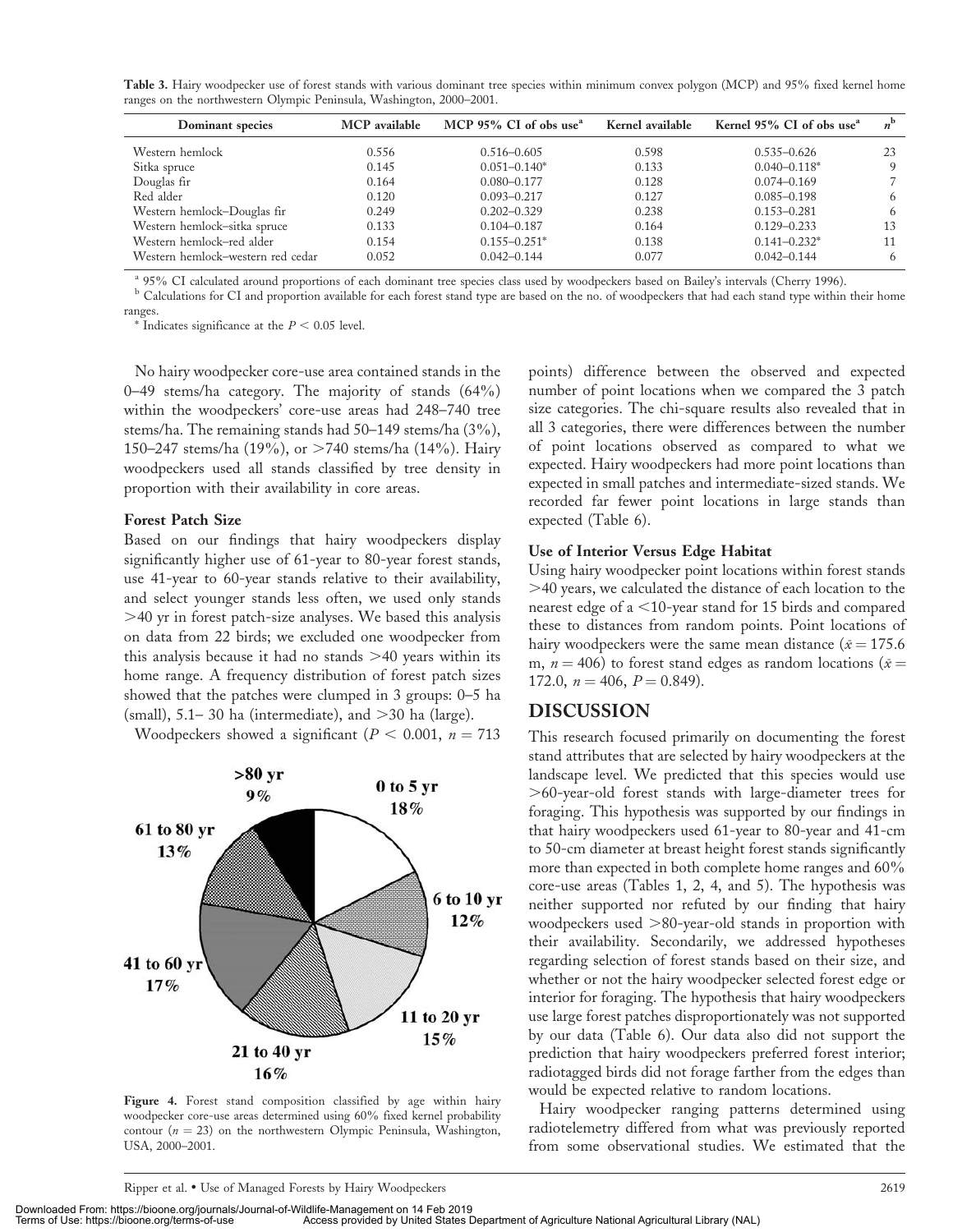**Table 3.** Hairy woodpecker use of forest stands with various dominant tree species within minimum convex polygon (MCP) and 95% fixed kernel home ranges on the northwestern Olympic Peninsula, Washington, 2000–2001.

| Dominant species | MCP available | MCP 95% CI of obs use[a] | Kernel available | Kernel 95% CI of obs use[a] | $n$[b] |
|---|---|---|---|---|---|
| Western hemlock | 0.556 | 0.516–0.605 | 0.598 | 0.535–0.626 | 23 |
| Sitka spruce | 0.145 | 0.051–0.140* | 0.133 | 0.040–0.118* | 9 |
| Douglas fir | 0.164 | 0.080–0.177 | 0.128 | 0.074–0.169 | 7 |
| Red alder | 0.120 | 0.093–0.217 | 0.127 | 0.085–0.198 | 6 |
| Western hemlock–Douglas fir | 0.249 | 0.202–0.329 | 0.238 | 0.153–0.281 | 6 |
| Western hemlock–sitka spruce | 0.133 | 0.104–0.187 | 0.164 | 0.129–0.233 | 13 |
| Western hemlock–red alder | 0.154 | 0.155–0.251* | 0.138 | 0.141–0.232* | 11 |
| Western hemlock–western red cedar | 0.052 | 0.042–0.144 | 0.077 | 0.042–0.144 | 6 |

[a] 95% CI calculated around proportions of each dominant tree species class used by woodpeckers based on Bailey's intervals (Cherry 1996).
[b] Calculations for CI and proportion available for each forest stand type are based on the no. of woodpeckers that had each stand type within their home ranges.
* Indicates significance at the $P < 0.05$ level.

No hairy woodpecker core-use area contained stands in the 0–49 stems/ha category. The majority of stands (64%) within the woodpeckers' core-use areas had 248–740 tree stems/ha. The remaining stands had 50–149 stems/ha (3%), 150–247 stems/ha (19%), or >740 stems/ha (14%). Hairy woodpeckers used all stands classified by tree density in proportion with their availability in core areas.

### Forest Patch Size

Based on our findings that hairy woodpeckers display significantly higher use of 61-year to 80-year forest stands, use 41-year to 60-year stands relative to their availability, and select younger stands less often, we used only stands >40 yr in forest patch-size analyses. We based this analysis on data from 22 birds; we excluded one woodpecker from this analysis because it had no stands >40 years within its home range. A frequency distribution of forest patch sizes showed that the patches were clumped in 3 groups: 0–5 ha (small), 5.1– 30 ha (intermediate), and >30 ha (large).

Woodpeckers showed a significant ($P < 0.001$, $n = 713$ points) difference between the observed and expected number of point locations when we compared the 3 patch size categories. The chi-square results also revealed that in all 3 categories, there were differences between the number of point locations observed as compared to what we expected. Hairy woodpeckers had more point locations than expected in small patches and intermediate-sized stands. We recorded far fewer point locations in large stands than expected (Table 6).

### Use of Interior Versus Edge Habitat

Using hairy woodpecker point locations within forest stands >40 years, we calculated the distance of each location to the nearest edge of a <10-year stand for 15 birds and compared these to distances from random points. Point locations of hairy woodpeckers were the same mean distance ($\bar{x} = 175.6$ m, $n = 406$) to forest stand edges as random locations ($\bar{x} = 172.0$, $n = 406$, $P = 0.849$).

**Figure 4.** Forest stand composition classified by age within hairy woodpecker core-use areas determined using 60% fixed kernel probability contour ($n = 23$) on the northwestern Olympic Peninsula, Washington, USA, 2000–2001.

## DISCUSSION

This research focused primarily on documenting the forest stand attributes that are selected by hairy woodpeckers at the landscape level. We predicted that this species would use >60-year-old forest stands with large-diameter trees for foraging. This hypothesis was supported by our findings in that hairy woodpeckers used 61-year to 80-year and 41-cm to 50-cm diameter at breast height forest stands significantly more than expected in both complete home ranges and 60% core-use areas (Tables 1, 2, 4, and 5). The hypothesis was neither supported nor refuted by our finding that hairy woodpeckers used >80-year-old stands in proportion with their availability. Secondarily, we addressed hypotheses regarding selection of forest stands based on their size, and whether or not the hairy woodpecker selected forest edge or interior for foraging. The hypothesis that hairy woodpeckers use large forest patches disproportionately was not supported by our data (Table 6). Our data also did not support the prediction that hairy woodpeckers preferred forest interior; radiotagged birds did not forage farther from the edges than would be expected relative to random locations.

Hairy woodpecker ranging patterns determined using radiotelemetry differed from what was previously reported from some observational studies. We estimated that the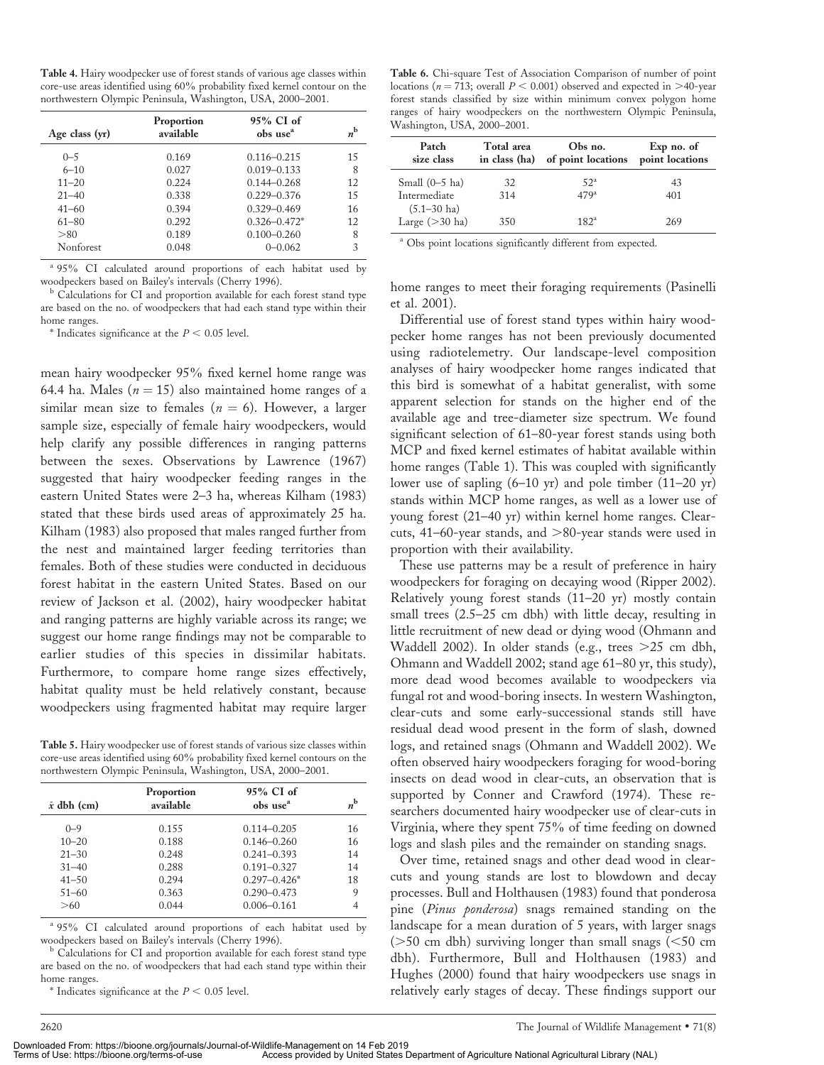**Table 4.** Hairy woodpecker use of forest stands of various age classes within core-use areas identified using 60% probability fixed kernel contour on the northwestern Olympic Peninsula, Washington, USA, 2000–2001.

| Age class (yr) | Proportion available | 95% CI of obs use[a] | $n$[b] |
|---|---|---|---|
| 0–5 | 0.169 | 0.116–0.215 | 15 |
| 6–10 | 0.027 | 0.019–0.133 | 8 |
| 11–20 | 0.224 | 0.144–0.268 | 12 |
| 21–40 | 0.338 | 0.229–0.376 | 15 |
| 41–60 | 0.394 | 0.329–0.469 | 16 |
| 61–80 | 0.292 | 0.326–0.472* | 12 |
| >80 | 0.189 | 0.100–0.260 | 8 |
| Nonforest | 0.048 | 0–0.062 | 3 |

[a] 95% CI calculated around proportions of each habitat used by woodpeckers based on Bailey's intervals (Cherry 1996).
[b] Calculations for CI and proportion available for each forest stand type are based on the no. of woodpeckers that had each stand type within their home ranges.
* Indicates significance at the $P < 0.05$ level.

mean hairy woodpecker 95% fixed kernel home range was 64.4 ha. Males ($n = 15$) also maintained home ranges of a similar mean size to females ($n = 6$). However, a larger sample size, especially of female hairy woodpeckers, would help clarify any possible differences in ranging patterns between the sexes. Observations by Lawrence (1967) suggested that hairy woodpecker feeding ranges in the eastern United States were 2–3 ha, whereas Kilham (1983) stated that these birds used areas of approximately 25 ha. Kilham (1983) also proposed that males ranged further from the nest and maintained larger feeding territories than females. Both of these studies were conducted in deciduous forest habitat in the eastern United States. Based on our review of Jackson et al. (2002), hairy woodpecker habitat and ranging patterns are highly variable across its range; we suggest our home range findings may not be comparable to earlier studies of this species in dissimilar habitats. Furthermore, to compare home range sizes effectively, habitat quality must be held relatively constant, because woodpeckers using fragmented habitat may require larger home ranges to meet their foraging requirements (Pasinelli et al. 2001).

**Table 5.** Hairy woodpecker use of forest stands of various size classes within core-use areas identified using 60% probability fixed kernel contours on the northwestern Olympic Peninsula, Washington, USA, 2000–2001.

| $\bar{x}$ dbh (cm) | Proportion available | 95% CI of obs use[a] | $n$[b] |
|---|---|---|---|
| 0–9 | 0.155 | 0.114–0.205 | 16 |
| 10–20 | 0.188 | 0.146–0.260 | 16 |
| 21–30 | 0.248 | 0.241–0.393 | 14 |
| 31–40 | 0.288 | 0.191–0.327 | 14 |
| 41–50 | 0.294 | 0.297–0.426* | 18 |
| 51–60 | 0.363 | 0.290–0.473 | 9 |
| >60 | 0.044 | 0.006–0.161 | 4 |

[a] 95% CI calculated around proportions of each habitat used by woodpeckers based on Bailey's intervals (Cherry 1996).
[b] Calculations for CI and proportion available for each forest stand type are based on the no. of woodpeckers that had each stand type within their home ranges.
* Indicates significance at the $P < 0.05$ level.

**Table 6.** Chi-square Test of Association Comparison of number of point locations ($n = 713$; overall $P < 0.001$) observed and expected in >40-year forest stands classified by size within minimum convex polygon home ranges of hairy woodpeckers on the northwestern Olympic Peninsula, Washington, USA, 2000–2001.

| Patch size class | Total area in class (ha) | Obs no. of point locations | Exp no. of point locations |
|---|---|---|---|
| Small (0–5 ha) | 32 | 52[a] | 43 |
| Intermediate (5.1–30 ha) | 314 | 479[a] | 401 |
| Large (>30 ha) | 350 | 182[a] | 269 |

[a] Obs point locations significantly different from expected.

Differential use of forest stand types within hairy woodpecker home ranges has not been previously documented using radiotelemetry. Our landscape-level composition analyses of hairy woodpecker home ranges indicated that this bird is somewhat of a habitat generalist, with some apparent selection for stands on the higher end of the available age and tree-diameter size spectrum. We found significant selection of 61–80-year forest stands using both MCP and fixed kernel estimates of habitat available within home ranges (Table 1). This was coupled with significantly lower use of sapling (6–10 yr) and pole timber (11–20 yr) stands within MCP home ranges, as well as a lower use of young forest (21–40 yr) within kernel home ranges. Clear-cuts, 41–60-year stands, and >80-year stands were used in proportion with their availability.

These use patterns may be a result of preference in hairy woodpeckers for foraging on decaying wood (Ripper 2002). Relatively young forest stands (11–20 yr) mostly contain small trees (2.5–25 cm dbh) with little decay, resulting in little recruitment of new dead or dying wood (Ohmann and Waddell 2002). In older stands (e.g., trees >25 cm dbh, Ohmann and Waddell 2002; stand age 61–80 yr, this study), more dead wood becomes available to woodpeckers via fungal rot and wood-boring insects. In western Washington, clear-cuts and some early-successional stands still have residual dead wood present in the form of slash, downed logs, and retained snags (Ohmann and Waddell 2002). We often observed hairy woodpeckers foraging for wood-boring insects on dead wood in clear-cuts, an observation that is supported by Conner and Crawford (1974). These researchers documented hairy woodpecker use of clear-cuts in Virginia, where they spent 75% of time feeding on downed logs and slash piles and the remainder on standing snags.

Over time, retained snags and other dead wood in clear-cuts and young stands are lost to blowdown and decay processes. Bull and Holthausen (1983) found that ponderosa pine (*Pinus ponderosa*) snags remained standing on the landscape for a mean duration of 5 years, with larger snags (>50 cm dbh) surviving longer than small snags (<50 cm dbh). Furthermore, Bull and Holthausen (1983) and Hughes (2000) found that hairy woodpeckers use snags in relatively early stages of decay. These findings support our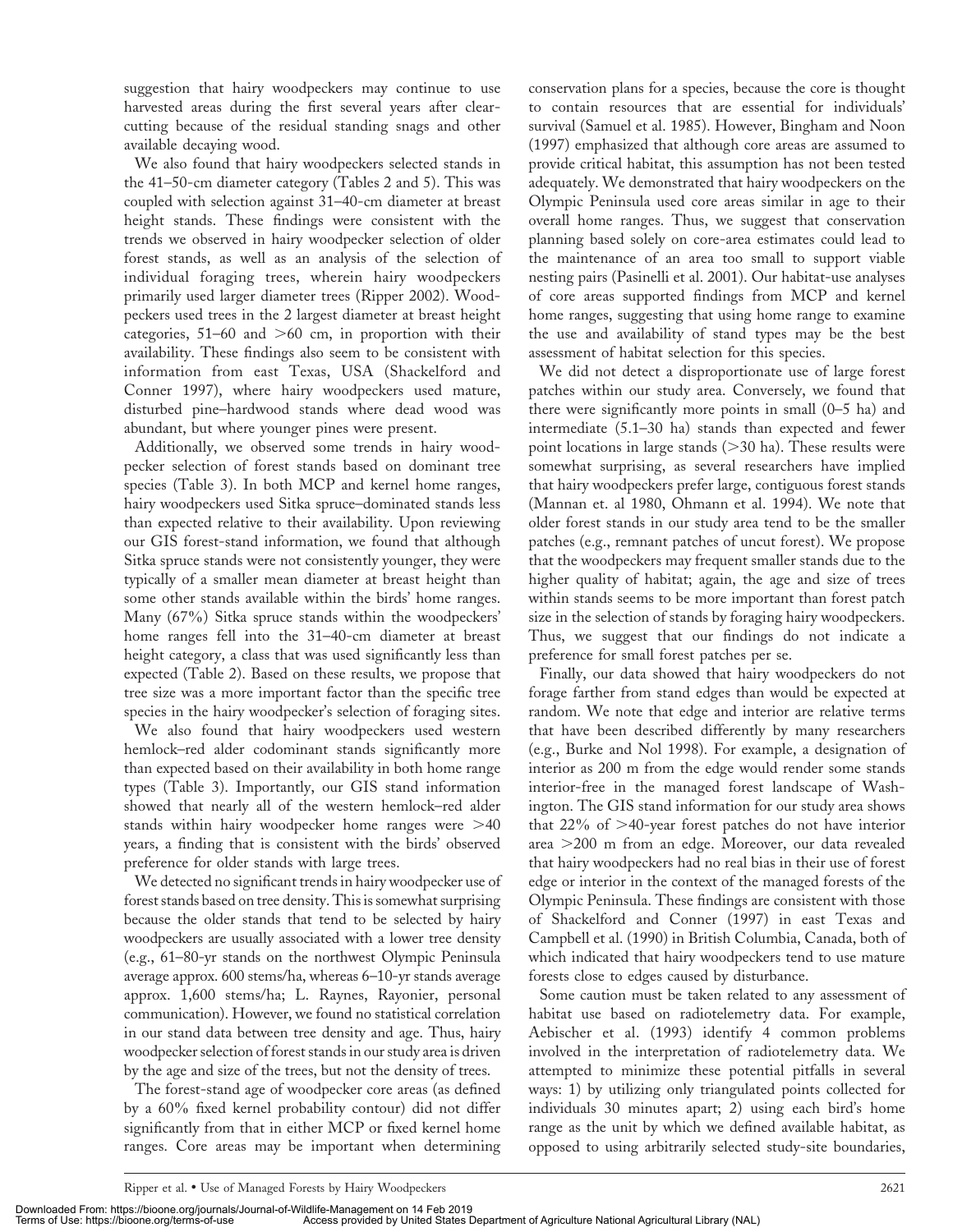suggestion that hairy woodpeckers may continue to use harvested areas during the first several years after clearcutting because of the residual standing snags and other available decaying wood.

We also found that hairy woodpeckers selected stands in the 41–50-cm diameter category (Tables 2 and 5). This was coupled with selection against 31–40-cm diameter at breast height stands. These findings were consistent with the trends we observed in hairy woodpecker selection of older forest stands, as well as an analysis of the selection of individual foraging trees, wherein hairy woodpeckers primarily used larger diameter trees (Ripper 2002). Woodpeckers used trees in the 2 largest diameter at breast height categories, 51–60 and >60 cm, in proportion with their availability. These findings also seem to be consistent with information from east Texas, USA (Shackelford and Conner 1997), where hairy woodpeckers used mature, disturbed pine–hardwood stands where dead wood was abundant, but where younger pines were present.

Additionally, we observed some trends in hairy woodpecker selection of forest stands based on dominant tree species (Table 3). In both MCP and kernel home ranges, hairy woodpeckers used Sitka spruce–dominated stands less than expected relative to their availability. Upon reviewing our GIS forest-stand information, we found that although Sitka spruce stands were not consistently younger, they were typically of a smaller mean diameter at breast height than some other stands available within the birds' home ranges. Many (67%) Sitka spruce stands within the woodpeckers' home ranges fell into the 31–40-cm diameter at breast height category, a class that was used significantly less than expected (Table 2). Based on these results, we propose that tree size was a more important factor than the specific tree species in the hairy woodpecker's selection of foraging sites.

We also found that hairy woodpeckers used western hemlock–red alder codominant stands significantly more than expected based on their availability in both home range types (Table 3). Importantly, our GIS stand information showed that nearly all of the western hemlock–red alder stands within hairy woodpecker home ranges were >40 years, a finding that is consistent with the birds' observed preference for older stands with large trees.

We detected no significant trends in hairy woodpecker use of forest stands based on tree density. This is somewhat surprising because the older stands that tend to be selected by hairy woodpeckers are usually associated with a lower tree density (e.g., 61–80-yr stands on the northwest Olympic Peninsula average approx. 600 stems/ha, whereas 6–10-yr stands average approx. 1,600 stems/ha; L. Raynes, Rayonier, personal communication). However, we found no statistical correlation in our stand data between tree density and age. Thus, hairy woodpecker selection of forest stands in our study area is driven by the age and size of the trees, but not the density of trees.

The forest-stand age of woodpecker core areas (as defined by a 60% fixed kernel probability contour) did not differ significantly from that in either MCP or fixed kernel home ranges. Core areas may be important when determining conservation plans for a species, because the core is thought to contain resources that are essential for individuals' survival (Samuel et al. 1985). However, Bingham and Noon (1997) emphasized that although core areas are assumed to provide critical habitat, this assumption has not been tested adequately. We demonstrated that hairy woodpeckers on the Olympic Peninsula used core areas similar in age to their overall home ranges. Thus, we suggest that conservation planning based solely on core-area estimates could lead to the maintenance of an area too small to support viable nesting pairs (Pasinelli et al. 2001). Our habitat-use analyses of core areas supported findings from MCP and kernel home ranges, suggesting that using home range to examine the use and availability of stand types may be the best assessment of habitat selection for this species.

We did not detect a disproportionate use of large forest patches within our study area. Conversely, we found that there were significantly more points in small (0–5 ha) and intermediate (5.1–30 ha) stands than expected and fewer point locations in large stands (>30 ha). These results were somewhat surprising, as several researchers have implied that hairy woodpeckers prefer large, contiguous forest stands (Mannan et. al 1980, Ohmann et al. 1994). We note that older forest stands in our study area tend to be the smaller patches (e.g., remnant patches of uncut forest). We propose that the woodpeckers may frequent smaller stands due to the higher quality of habitat; again, the age and size of trees within stands seems to be more important than forest patch size in the selection of stands by foraging hairy woodpeckers. Thus, we suggest that our findings do not indicate a preference for small forest patches per se.

Finally, our data showed that hairy woodpeckers do not forage farther from stand edges than would be expected at random. We note that edge and interior are relative terms that have been described differently by many researchers (e.g., Burke and Nol 1998). For example, a designation of interior as 200 m from the edge would render some stands interior-free in the managed forest landscape of Washington. The GIS stand information for our study area shows that 22% of >40-year forest patches do not have interior area >200 m from an edge. Moreover, our data revealed that hairy woodpeckers had no real bias in their use of forest edge or interior in the context of the managed forests of the Olympic Peninsula. These findings are consistent with those of Shackelford and Conner (1997) in east Texas and Campbell et al. (1990) in British Columbia, Canada, both of which indicated that hairy woodpeckers tend to use mature forests close to edges caused by disturbance.

Some caution must be taken related to any assessment of habitat use based on radiotelemetry data. For example, Aebischer et al. (1993) identify 4 common problems involved in the interpretation of radiotelemetry data. We attempted to minimize these potential pitfalls in several ways: 1) by utilizing only triangulated points collected for individuals 30 minutes apart; 2) using each bird's home range as the unit by which we defined available habitat, as opposed to using arbitrarily selected study-site boundaries,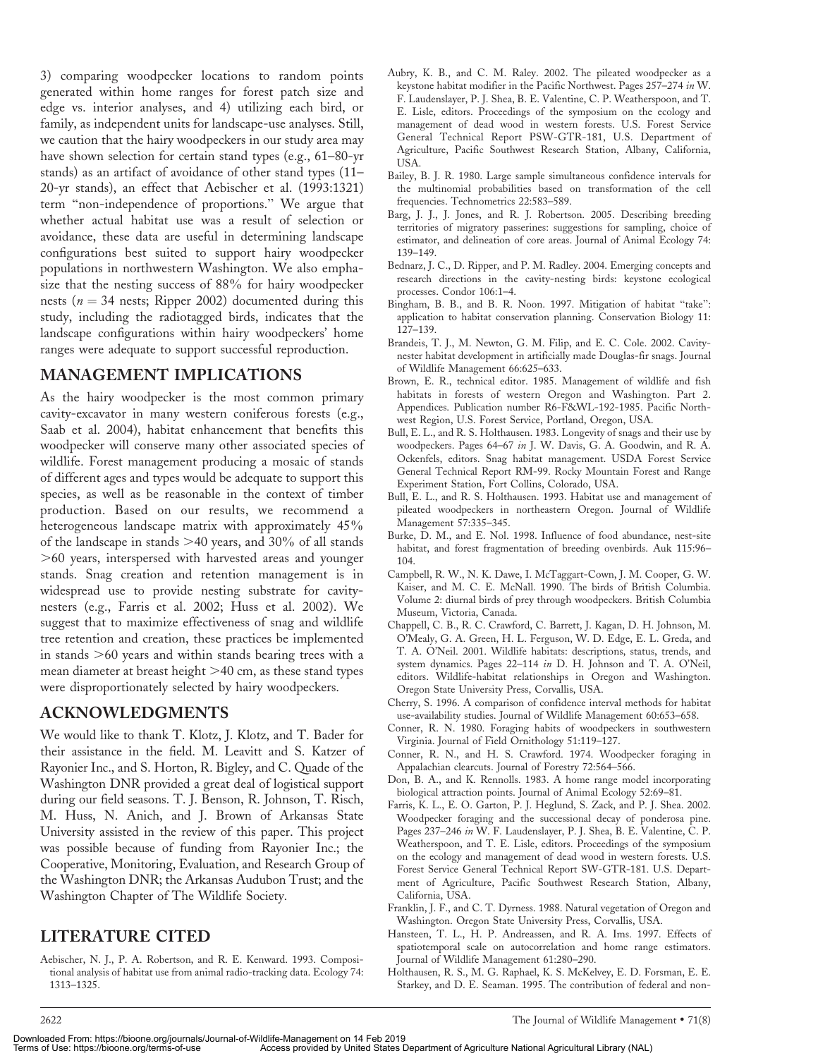3) comparing woodpecker locations to random points generated within home ranges for forest patch size and edge vs. interior analyses, and 4) utilizing each bird, or family, as independent units for landscape-use analyses. Still, we caution that the hairy woodpeckers in our study area may have shown selection for certain stand types (e.g., 61–80-yr stands) as an artifact of avoidance of other stand types (11–20-yr stands), an effect that Aebischer et al. (1993:1321) term "non-independence of proportions." We argue that whether actual habitat use was a result of selection or avoidance, these data are useful in determining landscape configurations best suited to support hairy woodpecker populations in northwestern Washington. We also emphasize that the nesting success of 88% for hairy woodpecker nests ($n = 34$ nests; Ripper 2002) documented during this study, including the radiotagged birds, indicates that the landscape configurations within hairy woodpeckers' home ranges were adequate to support successful reproduction.

## MANAGEMENT IMPLICATIONS

As the hairy woodpecker is the most common primary cavity-excavator in many western coniferous forests (e.g., Saab et al. 2004), habitat enhancement that benefits this woodpecker will conserve many other associated species of wildlife. Forest management producing a mosaic of stands of different ages and types would be adequate to support this species, as well as be reasonable in the context of timber production. Based on our results, we recommend a heterogeneous landscape matrix with approximately 45% of the landscape in stands >40 years, and 30% of all stands >60 years, interspersed with harvested areas and younger stands. Snag creation and retention management is in widespread use to provide nesting substrate for cavity-nesters (e.g., Farris et al. 2002; Huss et al. 2002). We suggest that to maximize effectiveness of snag and wildlife tree retention and creation, these practices be implemented in stands >60 years and within stands bearing trees with a mean diameter at breast height >40 cm, as these stand types were disproportionately selected by hairy woodpeckers.

## ACKNOWLEDGMENTS

We would like to thank T. Klotz, J. Klotz, and T. Bader for their assistance in the field. M. Leavitt and S. Katzer of Rayonier Inc., and S. Horton, R. Bigley, and C. Quade of the Washington DNR provided a great deal of logistical support during our field seasons. T. J. Benson, R. Johnson, T. Risch, M. Huss, N. Anich, and J. Brown of Arkansas State University assisted in the review of this paper. This project was possible because of funding from Rayonier Inc.; the Cooperative, Monitoring, Evaluation, and Research Group of the Washington DNR; the Arkansas Audubon Trust; and the Washington Chapter of The Wildlife Society.

## LITERATURE CITED

Aebischer, N. J., P. A. Robertson, and R. E. Kenward. 1993. Compositional analysis of habitat use from animal radio-tracking data. Ecology 74: 1313–1325.

Aubry, K. B., and C. M. Raley. 2002. The pileated woodpecker as a keystone habitat modifier in the Pacific Northwest. Pages 257–274 *in* W. F. Laudenslayer, P. J. Shea, B. E. Valentine, C. P. Weatherspoon, and T. E. Lisle, editors. Proceedings of the symposium on the ecology and management of dead wood in western forests. U.S. Forest Service General Technical Report PSW-GTR-181, U.S. Department of Agriculture, Pacific Southwest Research Station, Albany, California, USA.

Bailey, B. J. R. 1980. Large sample simultaneous confidence intervals for the multinomial probabilities based on transformation of the cell frequencies. Technometrics 22:583–589.

Barg, J. J., J. Jones, and R. J. Robertson. 2005. Describing breeding territories of migratory passerines: suggestions for sampling, choice of estimator, and delineation of core areas. Journal of Animal Ecology 74: 139–149.

Bednarz, J. C., D. Ripper, and P. M. Radley. 2004. Emerging concepts and research directions in the cavity-nesting birds: keystone ecological processes. Condor 106:1–4.

Bingham, B. B., and B. R. Noon. 1997. Mitigation of habitat "take": application to habitat conservation planning. Conservation Biology 11: 127–139.

Brandeis, T. J., M. Newton, G. M. Filip, and E. C. Cole. 2002. Cavity-nester habitat development in artificially made Douglas-fir snags. Journal of Wildlife Management 66:625–633.

Brown, E. R., technical editor. 1985. Management of wildlife and fish habitats in forests of western Oregon and Washington. Part 2. Appendices. Publication number R6-F&WL-192-1985. Pacific Northwest Region, U.S. Forest Service, Portland, Oregon, USA.

Bull, E. L., and R. S. Holthausen. 1983. Longevity of snags and their use by woodpeckers. Pages 64–67 *in* J. W. Davis, G. A. Goodwin, and R. A. Ockenfels, editors. Snag habitat management. USDA Forest Service General Technical Report RM-99. Rocky Mountain Forest and Range Experiment Station, Fort Collins, Colorado, USA.

Bull, E. L., and R. S. Holthausen. 1993. Habitat use and management of pileated woodpeckers in northeastern Oregon. Journal of Wildlife Management 57:335–345.

Burke, D. M., and E. Nol. 1998. Influence of food abundance, nest-site habitat, and forest fragmentation of breeding ovenbirds. Auk 115:96–104.

Campbell, R. W., N. K. Dawe, I. McTaggart-Cown, J. M. Cooper, G. W. Kaiser, and M. C. E. McNall. 1990. The birds of British Columbia. Volume 2: diurnal birds of prey through woodpeckers. British Columbia Museum, Victoria, Canada.

Chappell, C. B., R. C. Crawford, C. Barrett, J. Kagan, D. H. Johnson, M. O'Mealy, G. A. Green, H. L. Ferguson, W. D. Edge, E. L. Greda, and T. A. O'Neil. 2001. Wildlife habitats: descriptions, status, trends, and system dynamics. Pages 22–114 *in* D. H. Johnson and T. A. O'Neil, editors. Wildlife-habitat relationships in Oregon and Washington. Oregon State University Press, Corvallis, USA.

Cherry, S. 1996. A comparison of confidence interval methods for habitat use-availability studies. Journal of Wildlife Management 60:653–658.

Conner, R. N. 1980. Foraging habits of woodpeckers in southwestern Virginia. Journal of Field Ornithology 51:119–127.

Conner, R. N., and H. S. Crawford. 1974. Woodpecker foraging in Appalachian clearcuts. Journal of Forestry 72:564–566.

Don, B. A., and K. Rennolls. 1983. A home range model incorporating biological attraction points. Journal of Animal Ecology 52:69–81.

Farris, K. L., E. O. Garton, P. J. Heglund, S. Zack, and P. J. Shea. 2002. Woodpecker foraging and the successional decay of ponderosa pine. Pages 237–246 *in* W. F. Laudenslayer, P. J. Shea, B. E. Valentine, C. P. Weatherspoon, and T. E. Lisle, editors. Proceedings of the symposium on the ecology and management of dead wood in western forests. U.S. Forest Service General Technical Report SW-GTR-181. U.S. Department of Agriculture, Pacific Southwest Research Station, Albany, California, USA.

Franklin, J. F., and C. T. Dyrness. 1988. Natural vegetation of Oregon and Washington. Oregon State University Press, Corvallis, USA.

Hansteen, T. L., H. P. Andreassen, and R. A. Ims. 1997. Effects of spatiotemporal scale on autocorrelation and home range estimators. Journal of Wildlife Management 61:280–290.

Holthausen, R. S., M. G. Raphael, K. S. McKelvey, E. D. Forsman, E. E. Starkey, and D. E. Seaman. 1995. The contribution of federal and non-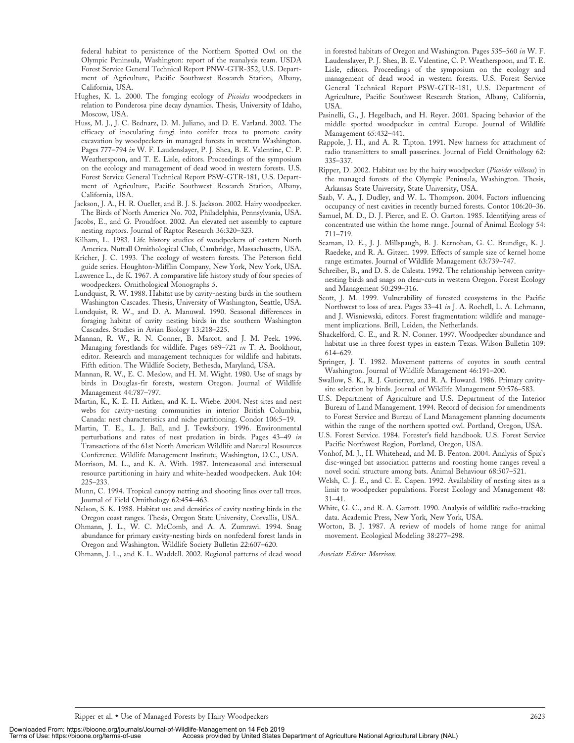federal habitat to persistence of the Northern Spotted Owl on the Olympic Peninsula, Washington: report of the reanalysis team. USDA Forest Service General Technical Report PNW-GTR-352, U.S. Department of Agriculture, Pacific Southwest Research Station, Albany, California, USA.

Hughes, K. L. 2000. The foraging ecology of *Picoides* woodpeckers in relation to Ponderosa pine decay dynamics. Thesis, University of Idaho, Moscow, USA.

Huss, M. J., J. C. Bednarz, D. M. Juliano, and D. E. Varland. 2002. The efficacy of inoculating fungi into conifer trees to promote cavity excavation by woodpeckers in managed forests in western Washington. Pages 777–794 *in* W. F. Laudenslayer, P. J. Shea, B. E. Valentine, C. P. Weatherspoon, and T. E. Lisle, editors. Proceedings of the symposium on the ecology and management of dead wood in western forests. U.S. Forest Service General Technical Report PSW-GTR-181, U.S. Department of Agriculture, Pacific Southwest Research Station, Albany, California, USA.

Jackson, J. A., H. R. Ouellet, and B. J. S. Jackson. 2002. Hairy woodpecker. The Birds of North America No. 702, Philadelphia, Pennsylvania, USA.

Jacobs, E., and G. Proudfoot. 2002. An elevated net assembly to capture nesting raptors. Journal of Raptor Research 36:320–323.

Kilham, L. 1983. Life history studies of woodpeckers of eastern North America. Nuttall Ornithological Club, Cambridge, Massachusetts, USA.

Kricher, J. C. 1993. The ecology of western forests. The Peterson field guide series. Houghton-Mifflin Company, New York, New York, USA.

Lawrence L., de K. 1967. A comparative life history study of four species of woodpeckers. Ornithological Monographs 5.

Lundquist, R. W. 1988. Habitat use by cavity-nesting birds in the southern Washington Cascades. Thesis, University of Washington, Seattle, USA.

Lundquist, R. W., and D. A. Manuwal. 1990. Seasonal differences in foraging habitat of cavity nesting birds in the southern Washington Cascades. Studies in Avian Biology 13:218–225.

Mannan, R. W., R. N. Conner, B. Marcot, and J. M. Peek. 1996. Managing forestlands for wildlife. Pages 689–721 *in* T. A. Bookhout, editor. Research and management techniques for wildlife and habitats. Fifth edition. The Wildlife Society, Bethesda, Maryland, USA.

Mannan, R. W., E. C. Meslow, and H. M. Wight. 1980. Use of snags by birds in Douglas-fir forests, western Oregon. Journal of Wildlife Management 44:787–797.

Martin, K., K. E. H. Aitken, and K. L. Wiebe. 2004. Nest sites and nest webs for cavity-nesting communities in interior British Columbia, Canada: nest characteristics and niche partitioning. Condor 106:5–19.

Martin, T. E., L. J. Ball, and J. Tewksbury. 1996. Environmental perturbations and rates of nest predation in birds. Pages 43–49 *in* Transactions of the 61st North American Wildlife and Natural Resources Conference. Wildlife Management Institute, Washington, D.C., USA.

Morrison, M. L., and K. A. With. 1987. Interseasonal and intersexual resource partitioning in hairy and white-headed woodpeckers. Auk 104: 225–233.

Munn, C. 1994. Tropical canopy netting and shooting lines over tall trees. Journal of Field Ornithology 62:454–463.

Nelson, S. K. 1988. Habitat use and densities of cavity nesting birds in the Oregon coast ranges. Thesis, Oregon State University, Corvallis, USA.

Ohmann, J. L., W. C. McComb, and A. A. Zumrawi. 1994. Snag abundance for primary cavity-nesting birds on nonfederal forest lands in Oregon and Washington. Wildlife Society Bulletin 22:607–620.

Ohmann, J. L., and K. L. Waddell. 2002. Regional patterns of dead wood in forested habitats of Oregon and Washington. Pages 535–560 *in* W. F. Laudenslayer, P. J. Shea, B. E. Valentine, C. P. Weatherspoon, and T. E. Lisle, editors. Proceedings of the symposium on the ecology and management of dead wood in western forests. U.S. Forest Service General Technical Report PSW-GTR-181, U.S. Department of Agriculture, Pacific Southwest Research Station, Albany, California, USA.

Pasinelli, G., J. Hegelbach, and H. Reyer. 2001. Spacing behavior of the middle spotted woodpecker in central Europe. Journal of Wildlife Management 65:432–441.

Rappole, J. H., and A. R. Tipton. 1991. New harness for attachment of radio transmitters to small passerines. Journal of Field Ornithology 62: 335–337.

Ripper, D. 2002. Habitat use by the hairy woodpecker (*Picoides villosus*) in the managed forests of the Olympic Peninsula, Washington. Thesis, Arkansas State University, State University, USA.

Saab, V. A., J. Dudley, and W. L. Thompson. 2004. Factors influencing occupancy of nest cavities in recently burned forests. Contor 106:20–36.

Samuel, M. D., D. J. Pierce, and E. O. Garton. 1985. Identifying areas of concentrated use within the home range. Journal of Animal Ecology 54: 711–719.

Seaman, D. E., J. J. Millspaugh, B. J. Kernohan, G. C. Brundige, K. J. Raedeke, and R. A. Gitzen. 1999. Effects of sample size of kernel home range estimates. Journal of Wildlife Management 63:739–747.

Schreiber, B., and D. S. de Calesta. 1992. The relationship between cavity-nesting birds and snags on clear-cuts in western Oregon. Forest Ecology and Management 50:299–316.

Scott, J. M. 1999. Vulnerability of forested ecosystems in the Pacific Northwest to loss of area. Pages 33–41 *in* J. A. Rochell, L. A. Lehmann, and J. Wisniewski, editors. Forest fragmentation: wildlife and management implications. Brill, Leiden, the Netherlands.

Shackelford, C. E., and R. N. Conner. 1997. Woodpecker abundance and habitat use in three forest types in eastern Texas. Wilson Bulletin 109: 614–629.

Springer, J. T. 1982. Movement patterns of coyotes in south central Washington. Journal of Wildlife Management 46:191–200.

Swallow, S. K., R. J. Gutierrez, and R. A. Howard. 1986. Primary cavity-site selection by birds. Journal of Wildlife Management 50:576–583.

U.S. Department of Agriculture and U.S. Department of the Interior Bureau of Land Management. 1994. Record of decision for amendments to Forest Service and Bureau of Land Management planning documents within the range of the northern spotted owl. Portland, Oregon, USA.

U.S. Forest Service. 1984. Forester's field handbook. U.S. Forest Service Pacific Northwest Region, Portland, Oregon, USA.

Vonhof, M. J., H. Whitehead, and M. B. Fenton. 2004. Analysis of Spix's disc-winged bat association patterns and roosting home ranges reveal a novel social structure among bats. Animal Behaviour 68:507–521.

Welsh, C. J. E., and C. E. Capen. 1992. Availability of nesting sites as a limit to woodpecker populations. Forest Ecology and Management 48: 31–41.

White, G. C., and R. A. Garrott. 1990. Analysis of wildlife radio-tracking data. Academic Press, New York, New York, USA.

Worton, B. J. 1987. A review of models of home range for animal movement. Ecological Modeling 38:277–298.

*Associate Editor: Morrison.*